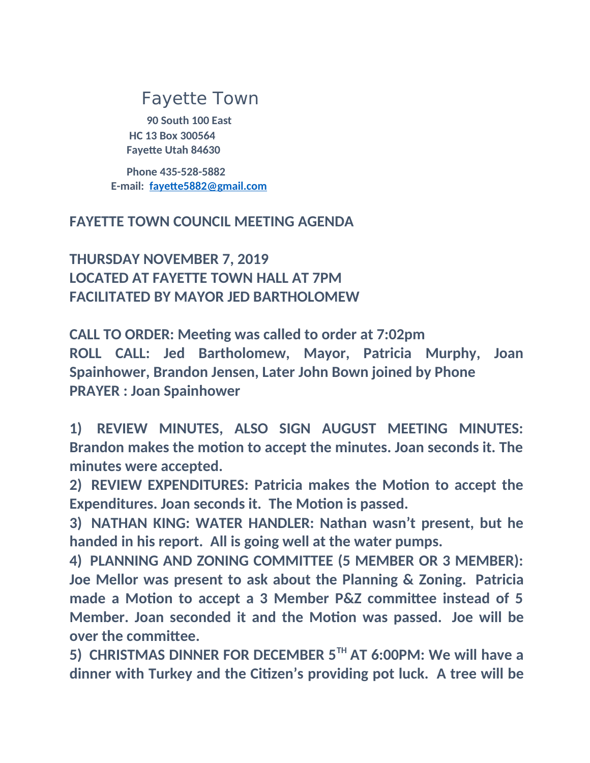# Fayette Town

**90 South 100 East**
**HC 13 Box 300564**
**Fayette Utah 84630**

**Phone 435-528-5882**
**E-mail: [fayette5882@gmail.com](mailto:fayette5882@gmail.com)**

## FAYETTE TOWN COUNCIL MEETING AGENDA

**THURSDAY NOVEMBER 7, 2019**
**LOCATED AT FAYETTE TOWN HALL AT 7PM**
**FACILITATED BY MAYOR JED BARTHOLOMEW**

**CALL TO ORDER: Meeting was called to order at 7:02pm**
**ROLL CALL: Jed Bartholomew, Mayor, Patricia Murphy, Joan Spainhower, Brandon Jensen, Later John Bown joined by Phone**
**PRAYER : Joan Spainhower**

**1) REVIEW MINUTES, ALSO SIGN AUGUST MEETING MINUTES: Brandon makes the motion to accept the minutes. Joan seconds it. The minutes were accepted.**

**2) REVIEW EXPENDITURES: Patricia makes the Motion to accept the Expenditures. Joan seconds it. The Motion is passed.**

**3) NATHAN KING: WATER HANDLER: Nathan wasn't present, but he handed in his report. All is going well at the water pumps.**

**4) PLANNING AND ZONING COMMITTEE (5 MEMBER OR 3 MEMBER): Joe Mellor was present to ask about the Planning & Zoning. Patricia made a Motion to accept a 3 Member P&Z committee instead of 5 Member. Joan seconded it and the Motion was passed. Joe will be over the committee.**

**5) CHRISTMAS DINNER FOR DECEMBER 5TH AT 6:00PM: We will have a dinner with Turkey and the Citizen's providing pot luck. A tree will be**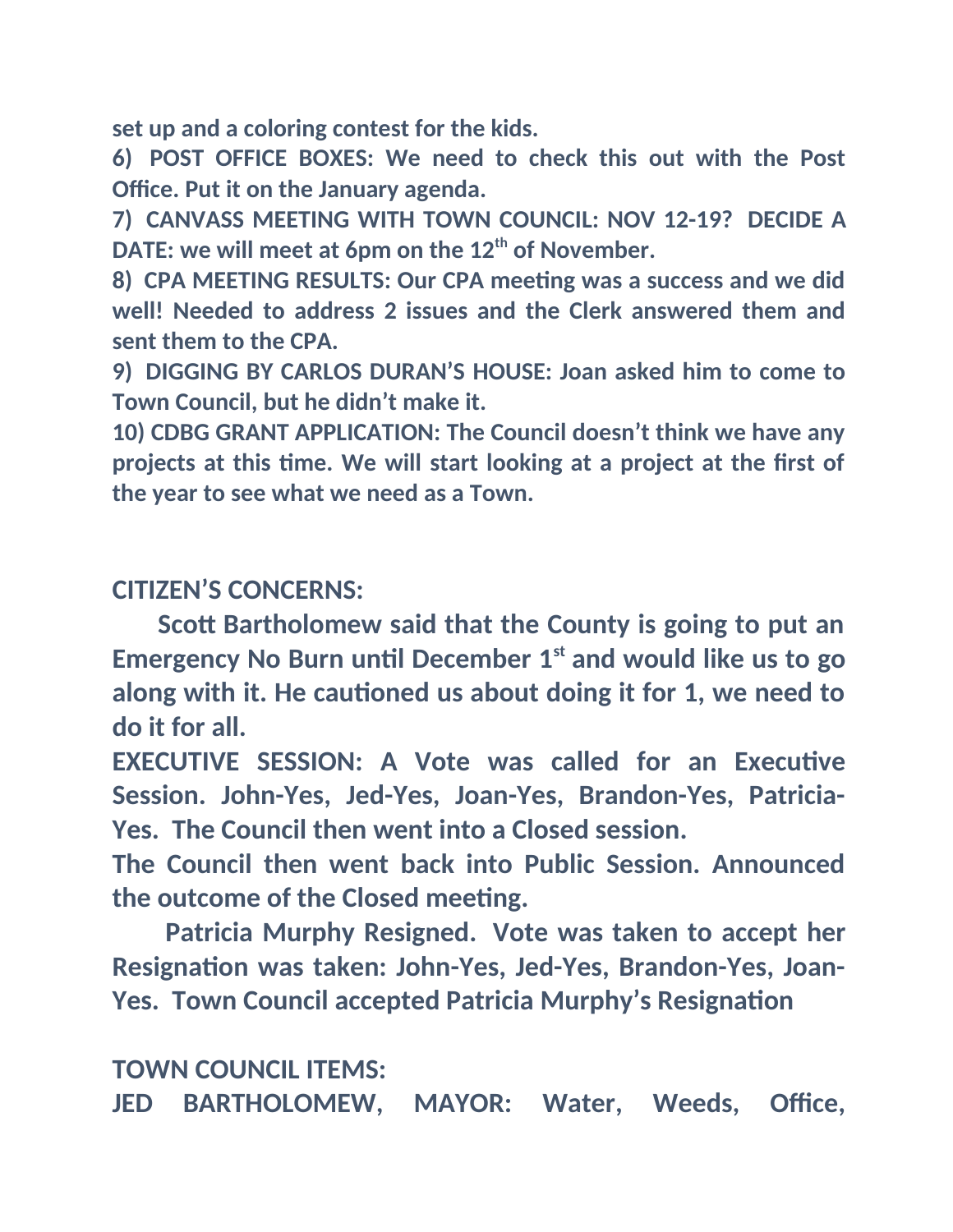**set up and a coloring contest for the kids.**

**6) POST OFFICE BOXES: We need to check this out with the Post Office. Put it on the January agenda.**

**7) CANVASS MEETING WITH TOWN COUNCIL: NOV 12-19? DECIDE A DATE: we will meet at 6pm on the 12th of November.**

**8) CPA MEETING RESULTS: Our CPA meeting was a success and we did well! Needed to address 2 issues and the Clerk answered them and sent them to the CPA.**

**9) DIGGING BY CARLOS DURAN'S HOUSE: Joan asked him to come to Town Council, but he didn't make it.**

**10) CDBG GRANT APPLICATION: The Council doesn't think we have any projects at this time. We will start looking at a project at the first of the year to see what we need as a Town.**

**CITIZEN'S CONCERNS:**

**Scott Bartholomew said that the County is going to put an Emergency No Burn until December 1st and would like us to go along with it. He cautioned us about doing it for 1, we need to do it for all.**

**EXECUTIVE SESSION: A Vote was called for an Executive Session. John-Yes, Jed-Yes, Joan-Yes, Brandon-Yes, Patricia-Yes. The Council then went into a Closed session.**

**The Council then went back into Public Session. Announced the outcome of the Closed meeting.**

**Patricia Murphy Resigned. Vote was taken to accept her Resignation was taken: John-Yes, Jed-Yes, Brandon-Yes, Joan-Yes. Town Council accepted Patricia Murphy's Resignation**

**TOWN COUNCIL ITEMS:**

**JED BARTHOLOMEW, MAYOR: Water, Weeds, Office,**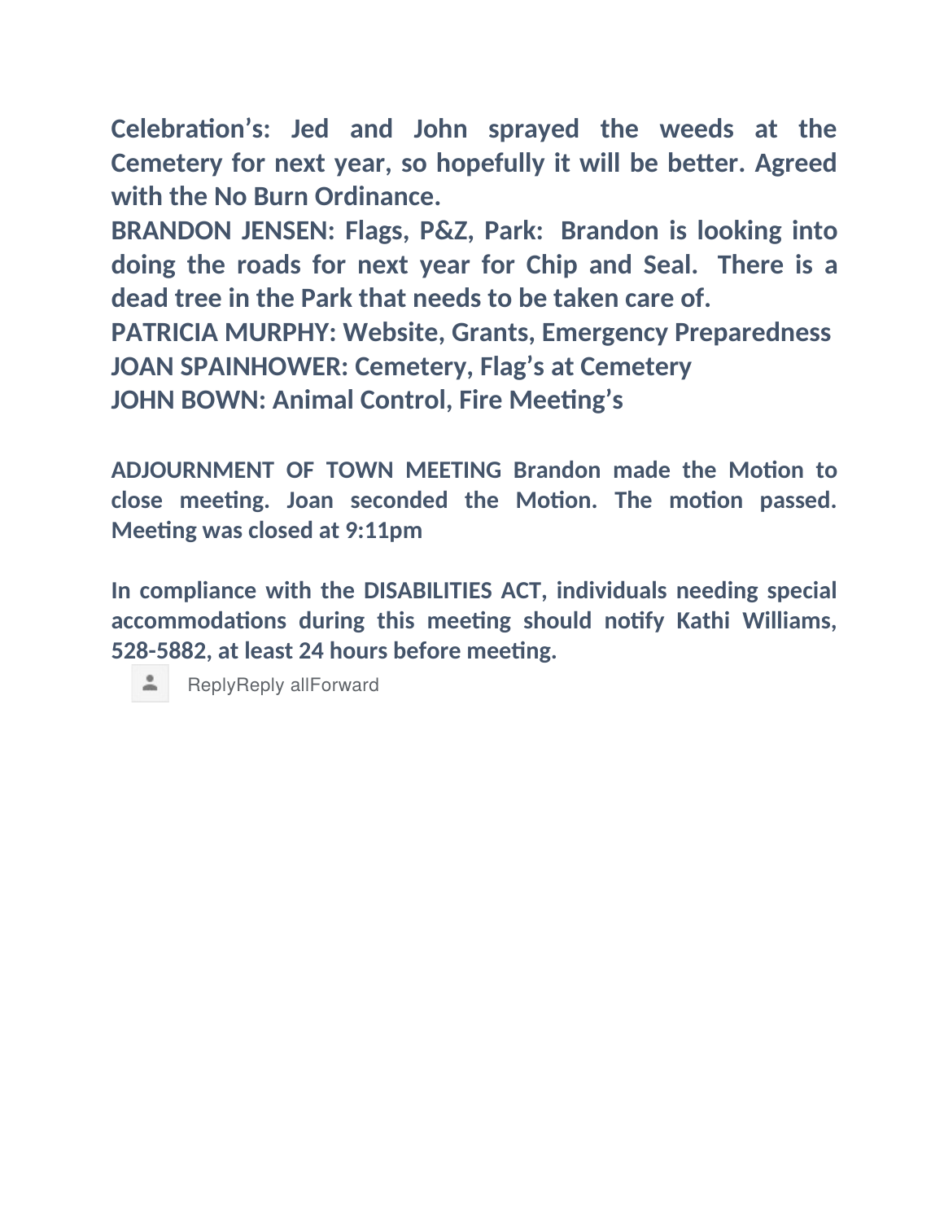**Celebration's: Jed and John sprayed the weeds at the Cemetery for next year, so hopefully it will be better. Agreed with the No Burn Ordinance.**

**BRANDON JENSEN: Flags, P&Z, Park: Brandon is looking into doing the roads for next year for Chip and Seal. There is a dead tree in the Park that needs to be taken care of.**

**PATRICIA MURPHY: Website, Grants, Emergency Preparedness**

**JOAN SPAINHOWER: Cemetery, Flag's at Cemetery**

**JOHN BOWN: Animal Control, Fire Meeting's**

**ADJOURNMENT OF TOWN MEETING Brandon made the Motion to close meeting. Joan seconded the Motion. The motion passed. Meeting was closed at 9:11pm**

**In compliance with the DISABILITIES ACT, individuals needing special accommodations during this meeting should notify Kathi Williams, 528-5882, at least 24 hours before meeting.**

ReplyReply allForward